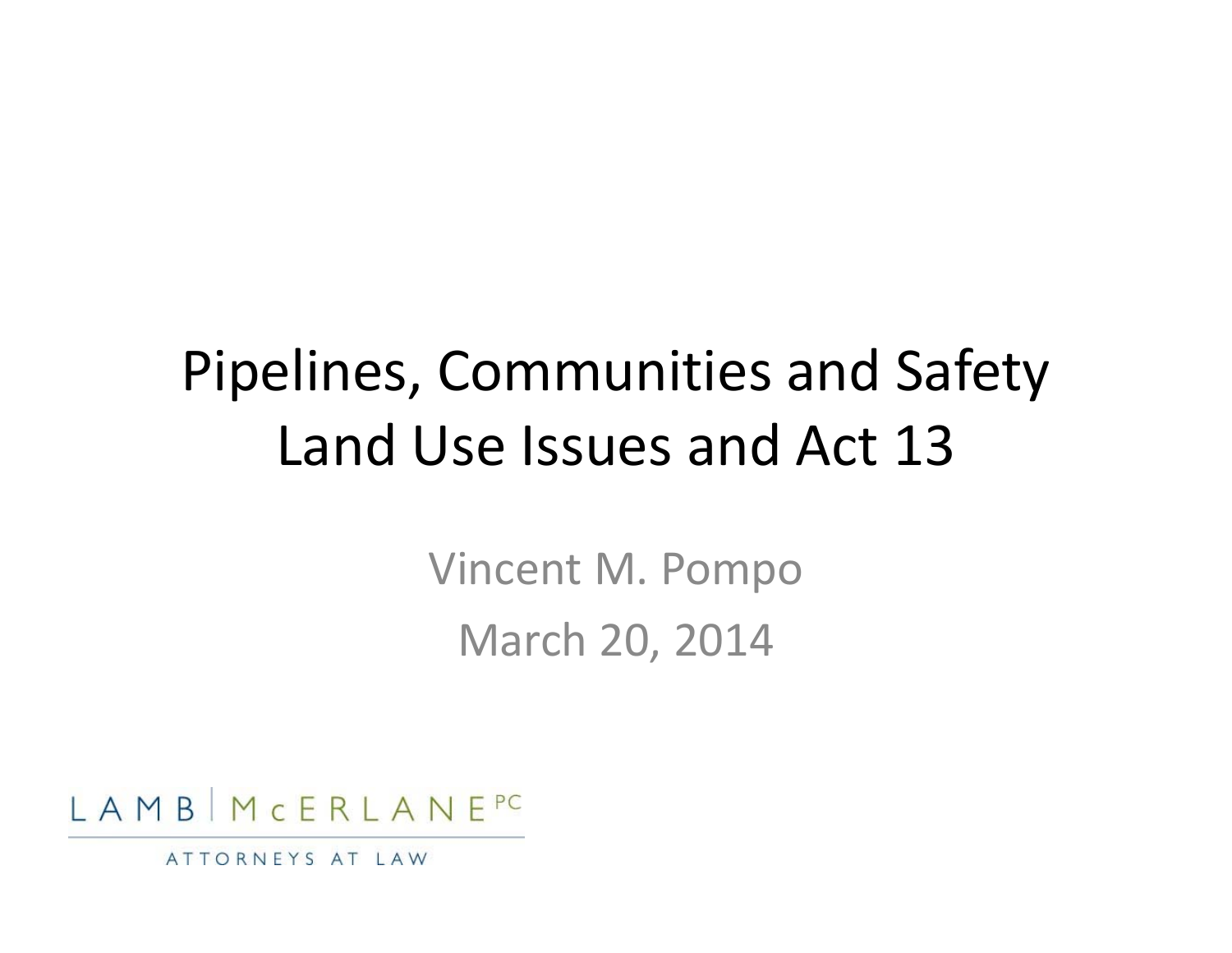# Pipelines, Communities and Safety
# Land Use Issues and Act 13

Vincent M. Pompo

March 20, 2014

LAMB | McERLANE PC

ATTORNEYS AT LAW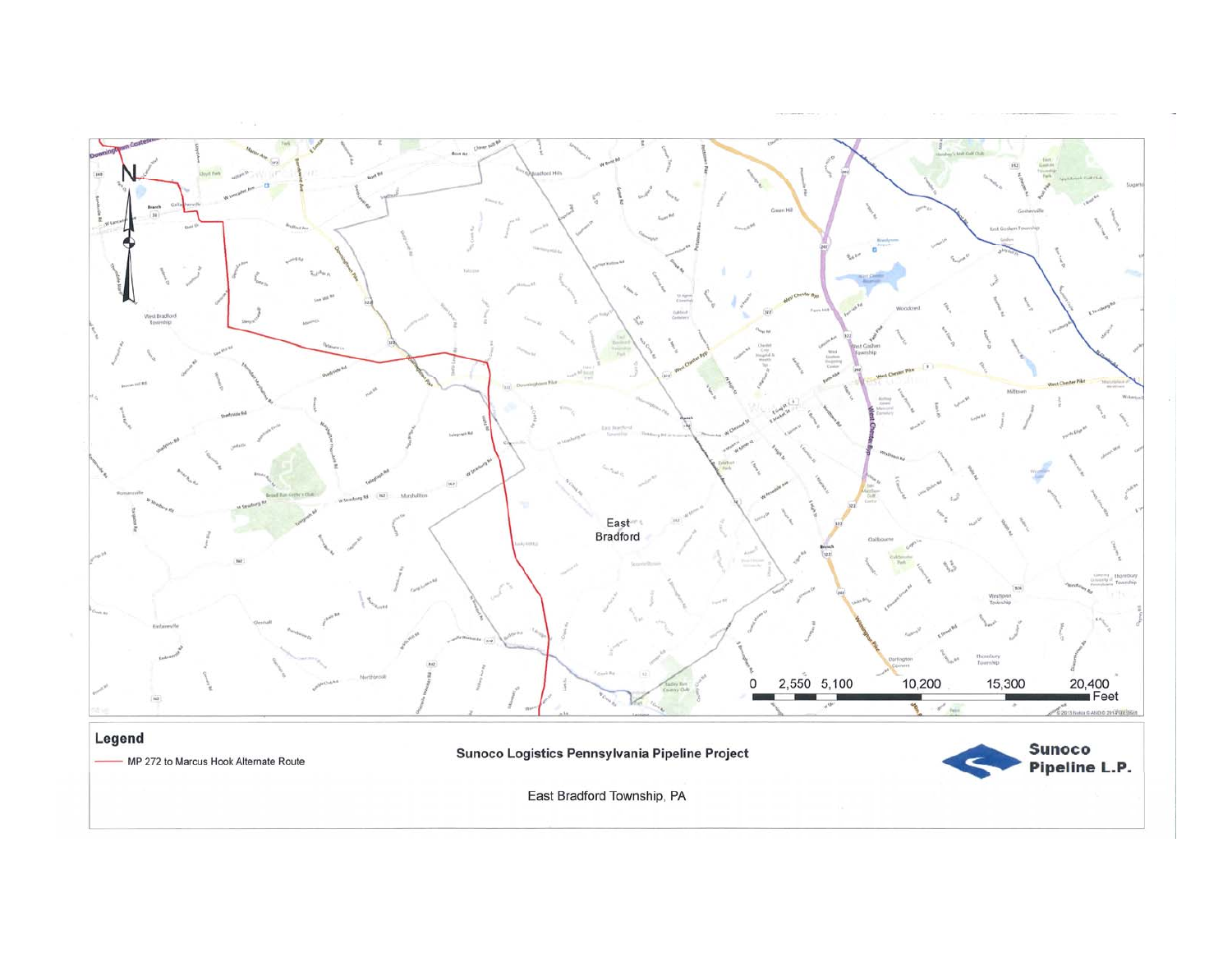**Legend**

MP 272 to Marcus Hook Alternate Route

**Sunoco Logistics Pennsylvania Pipeline Project**

**Sunoco Pipeline L.P.**

East Bradford Township, PA

0 2,550 5,100 10,200 15,300 20,400 Feet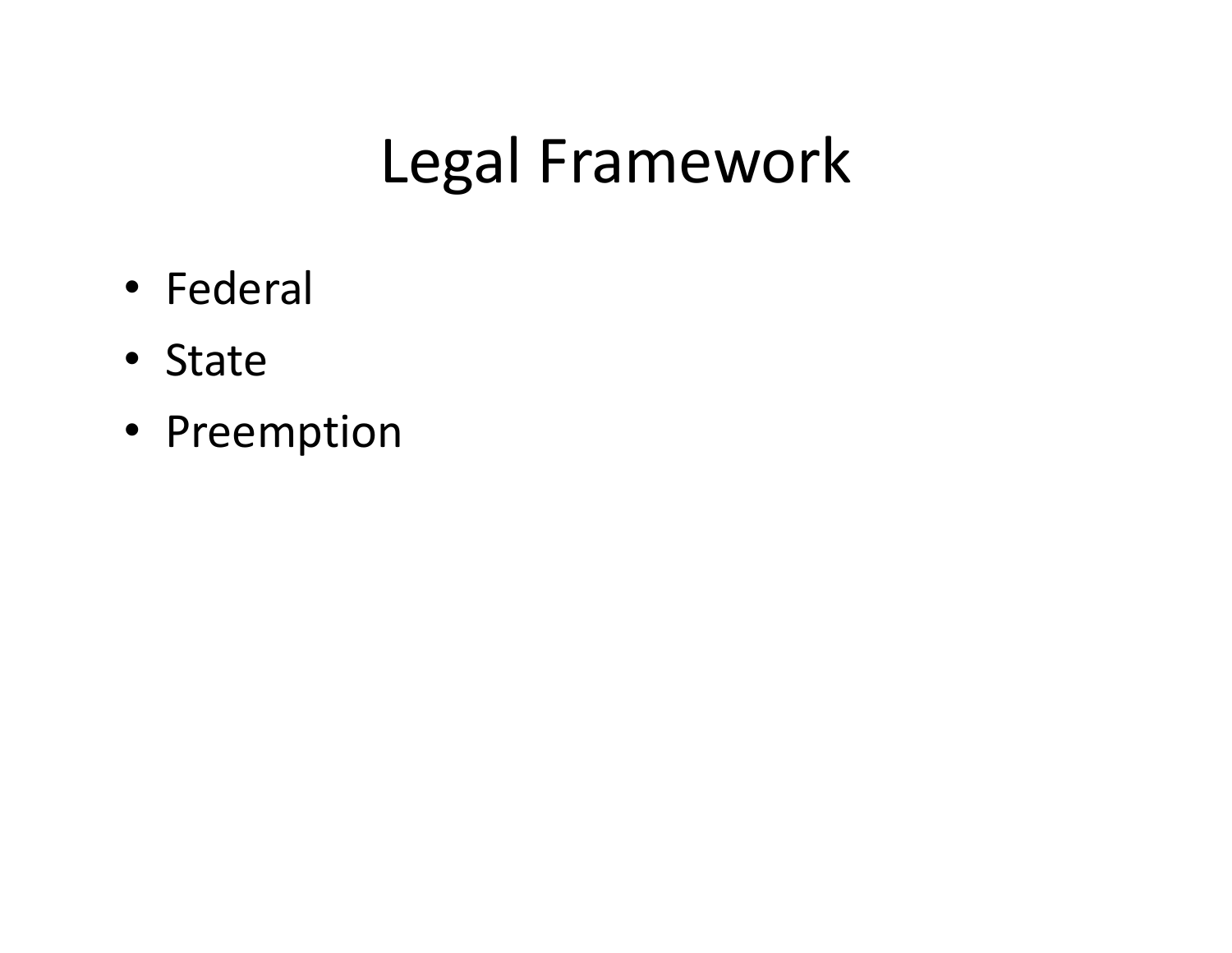# Legal Framework

- Federal
- State
- Preemption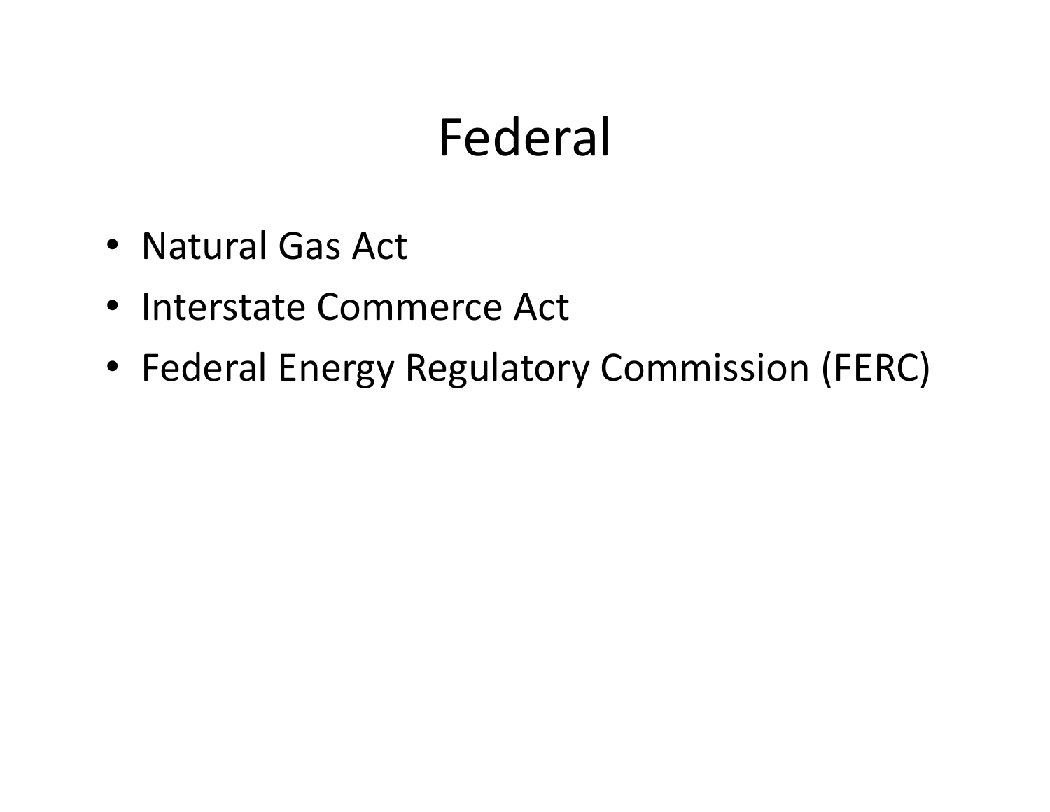# Federal

- Natural Gas Act
- Interstate Commerce Act
- Federal Energy Regulatory Commission (FERC)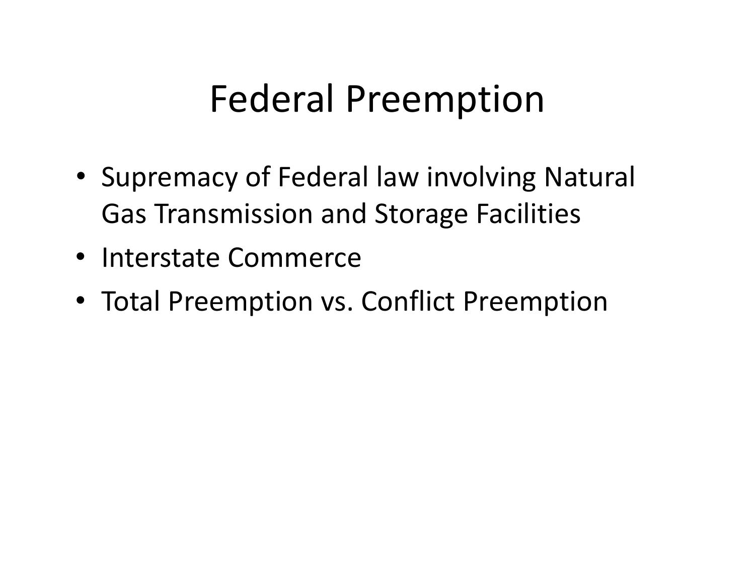# Federal Preemption

- Supremacy of Federal law involving Natural Gas Transmission and Storage Facilities
- Interstate Commerce
- Total Preemption vs. Conflict Preemption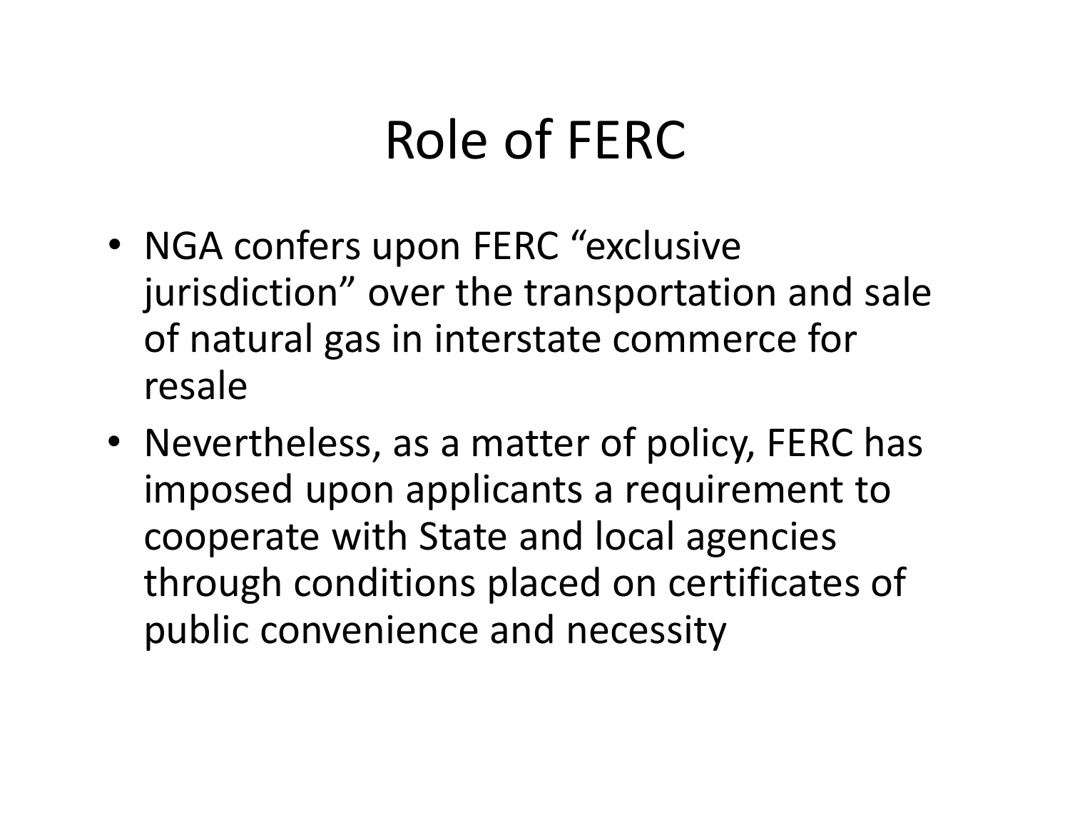# Role of FERC

- NGA confers upon FERC “exclusive jurisdiction” over the transportation and sale of natural gas in interstate commerce for resale
- Nevertheless, as a matter of policy, FERC has imposed upon applicants a requirement to cooperate with State and local agencies through conditions placed on certificates of public convenience and necessity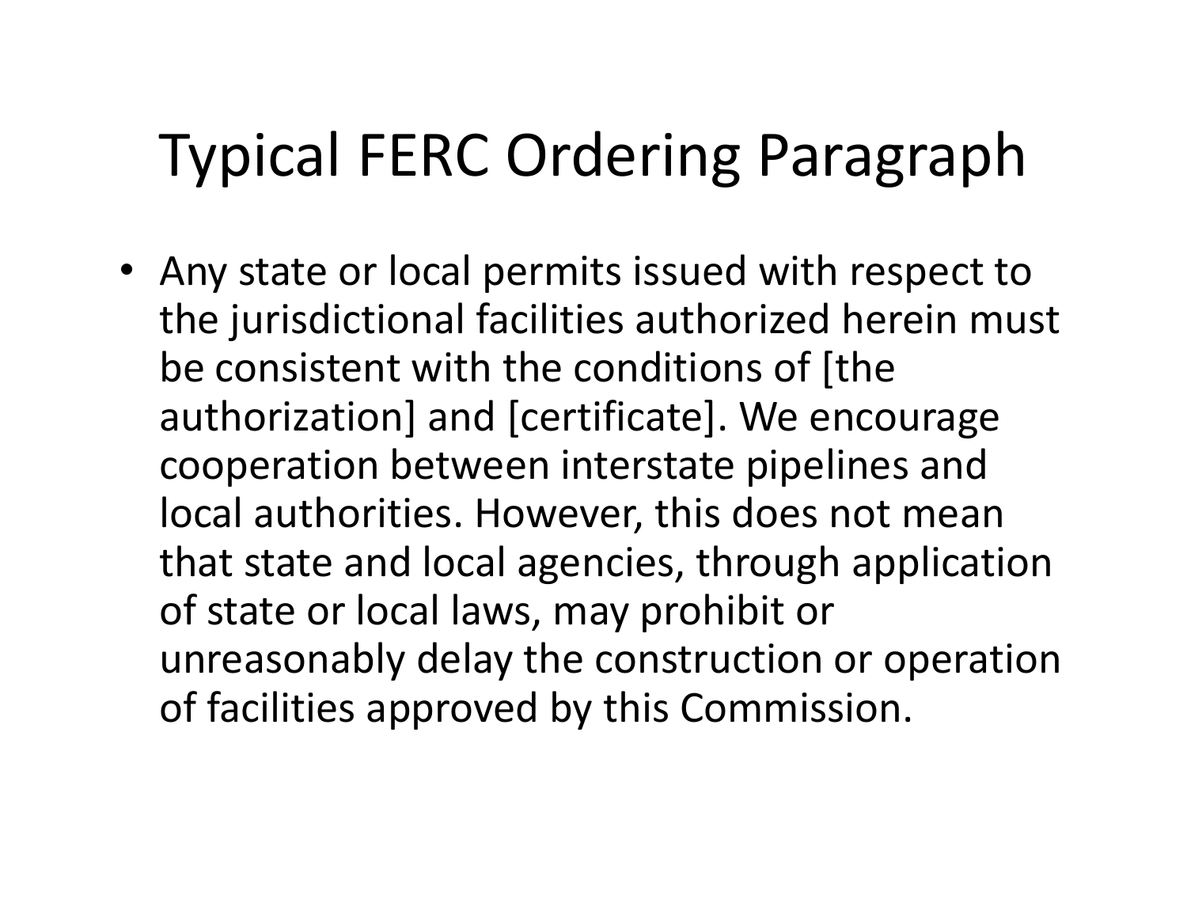# Typical FERC Ordering Paragraph

- Any state or local permits issued with respect to the jurisdictional facilities authorized herein must be consistent with the conditions of [the authorization] and [certificate]. We encourage cooperation between interstate pipelines and local authorities. However, this does not mean that state and local agencies, through application of state or local laws, may prohibit or unreasonably delay the construction or operation of facilities approved by this Commission.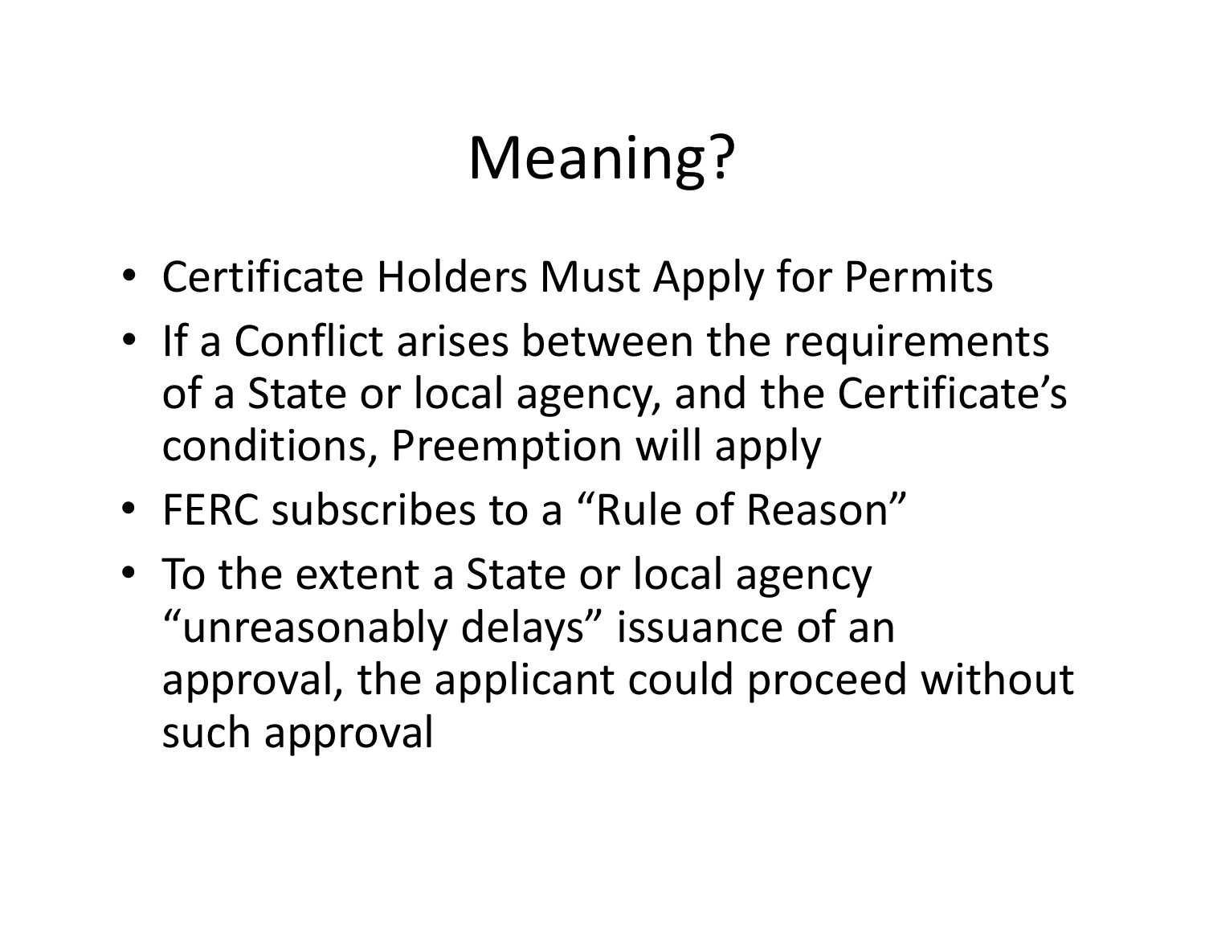# Meaning?

- Certificate Holders Must Apply for Permits
- If a Conflict arises between the requirements of a State or local agency, and the Certificate's conditions, Preemption will apply
- FERC subscribes to a "Rule of Reason"
- To the extent a State or local agency "unreasonably delays" issuance of an approval, the applicant could proceed without such approval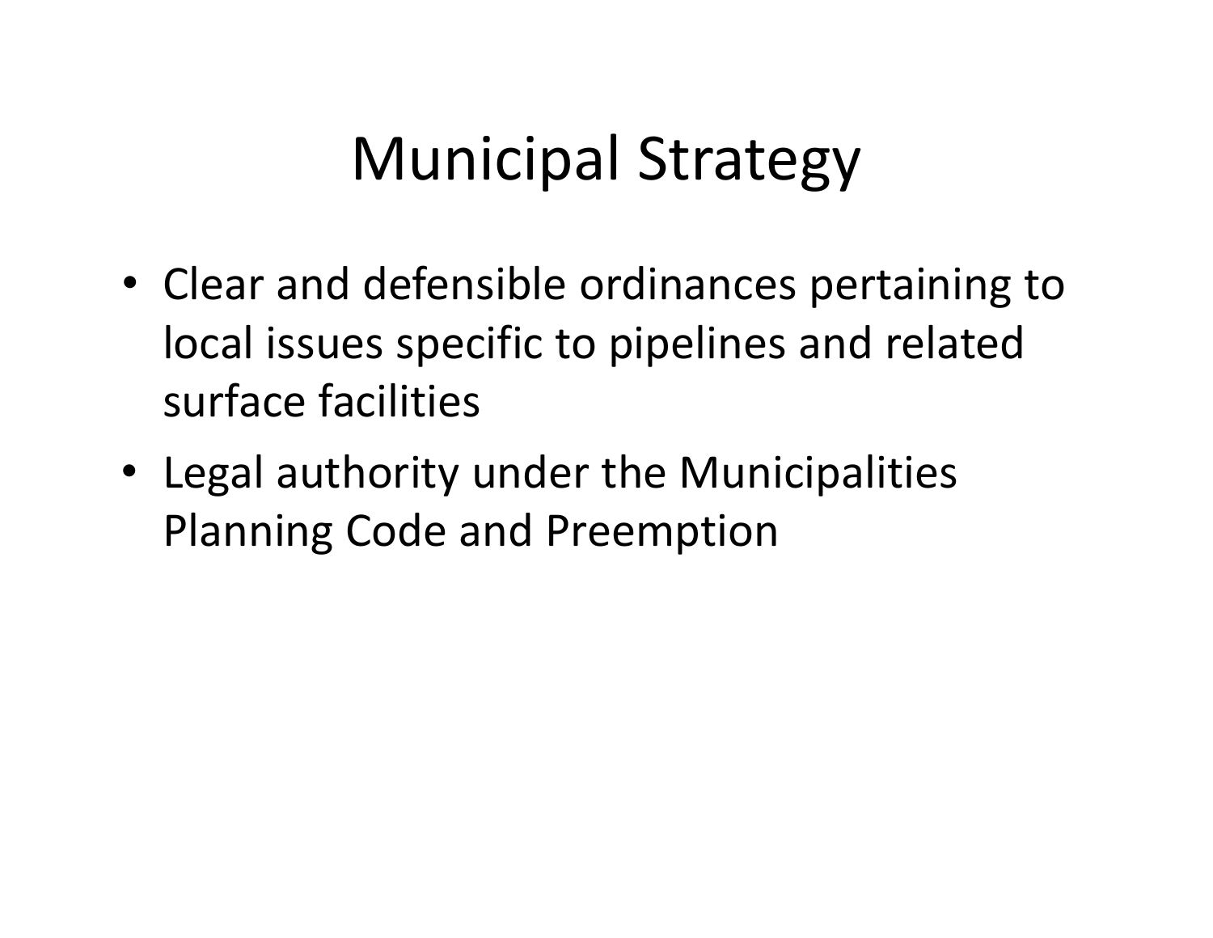# Municipal Strategy

- Clear and defensible ordinances pertaining to local issues specific to pipelines and related surface facilities
- Legal authority under the Municipalities Planning Code and Preemption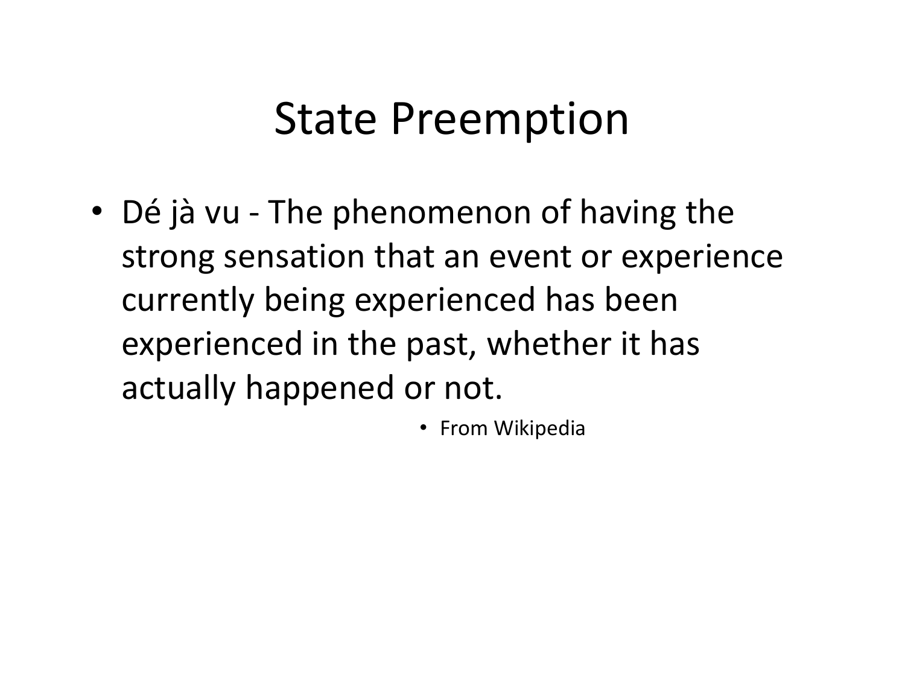# State Preemption

- Dé jà vu - The phenomenon of having the strong sensation that an event or experience currently being experienced has been experienced in the past, whether it has actually happened or not.
  - From Wikipedia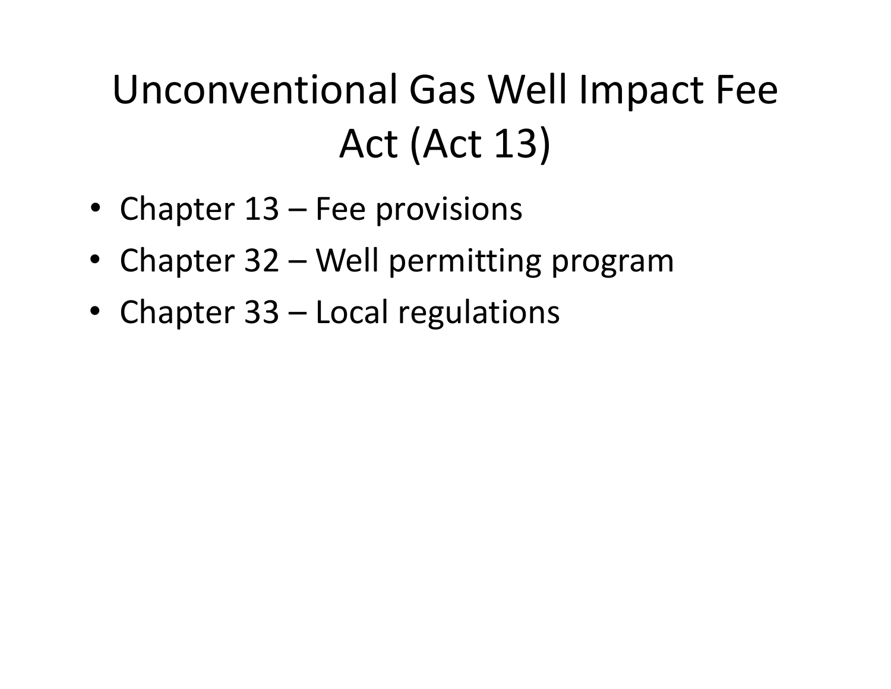# Unconventional Gas Well Impact Fee Act (Act 13)

- Chapter 13 – Fee provisions
- Chapter 32 – Well permitting program
- Chapter 33 – Local regulations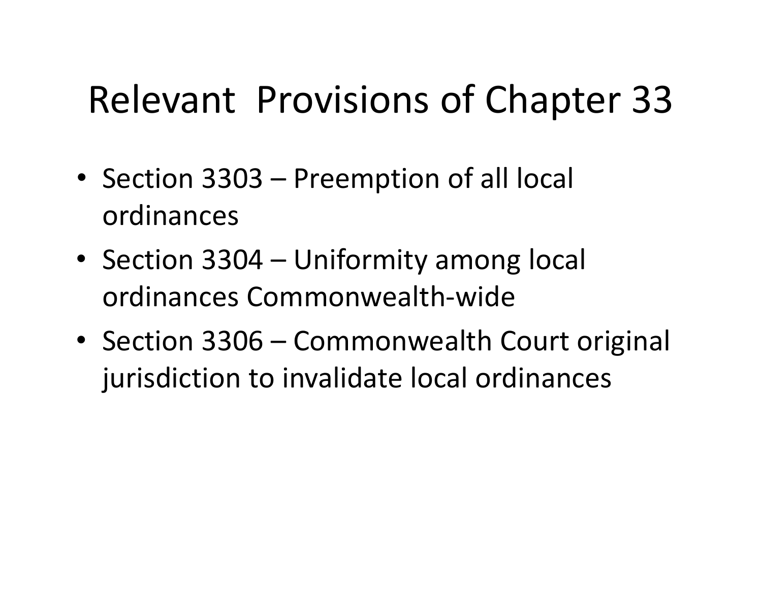# Relevant Provisions of Chapter 33

- Section 3303 – Preemption of all local ordinances
- Section 3304 – Uniformity among local ordinances Commonwealth-wide
- Section 3306 – Commonwealth Court original jurisdiction to invalidate local ordinances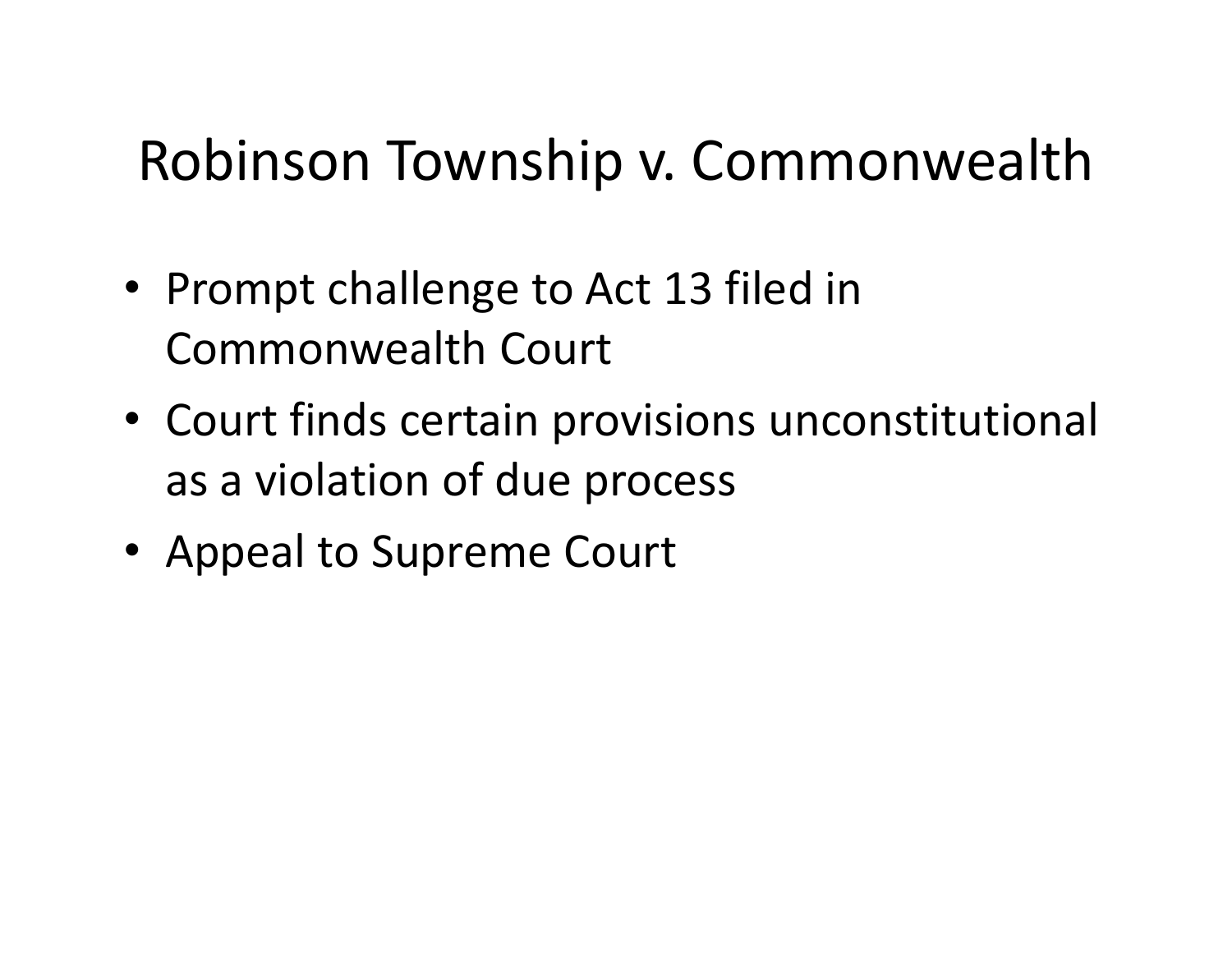# Robinson Township v. Commonwealth

- Prompt challenge to Act 13 filed in Commonwealth Court
- Court finds certain provisions unconstitutional as a violation of due process
- Appeal to Supreme Court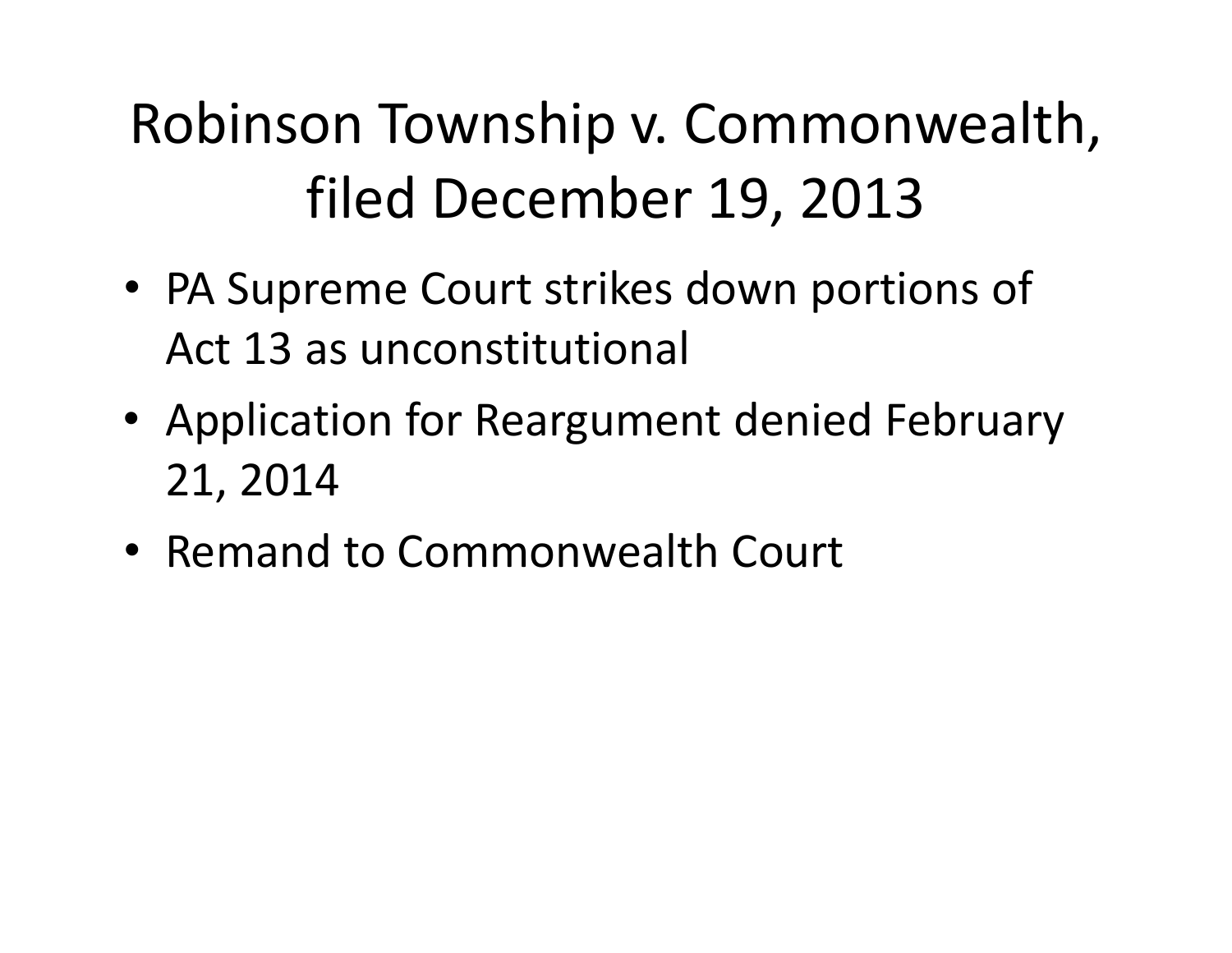# Robinson Township v. Commonwealth, filed December 19, 2013

- PA Supreme Court strikes down portions of Act 13 as unconstitutional
- Application for Reargument denied February 21, 2014
- Remand to Commonwealth Court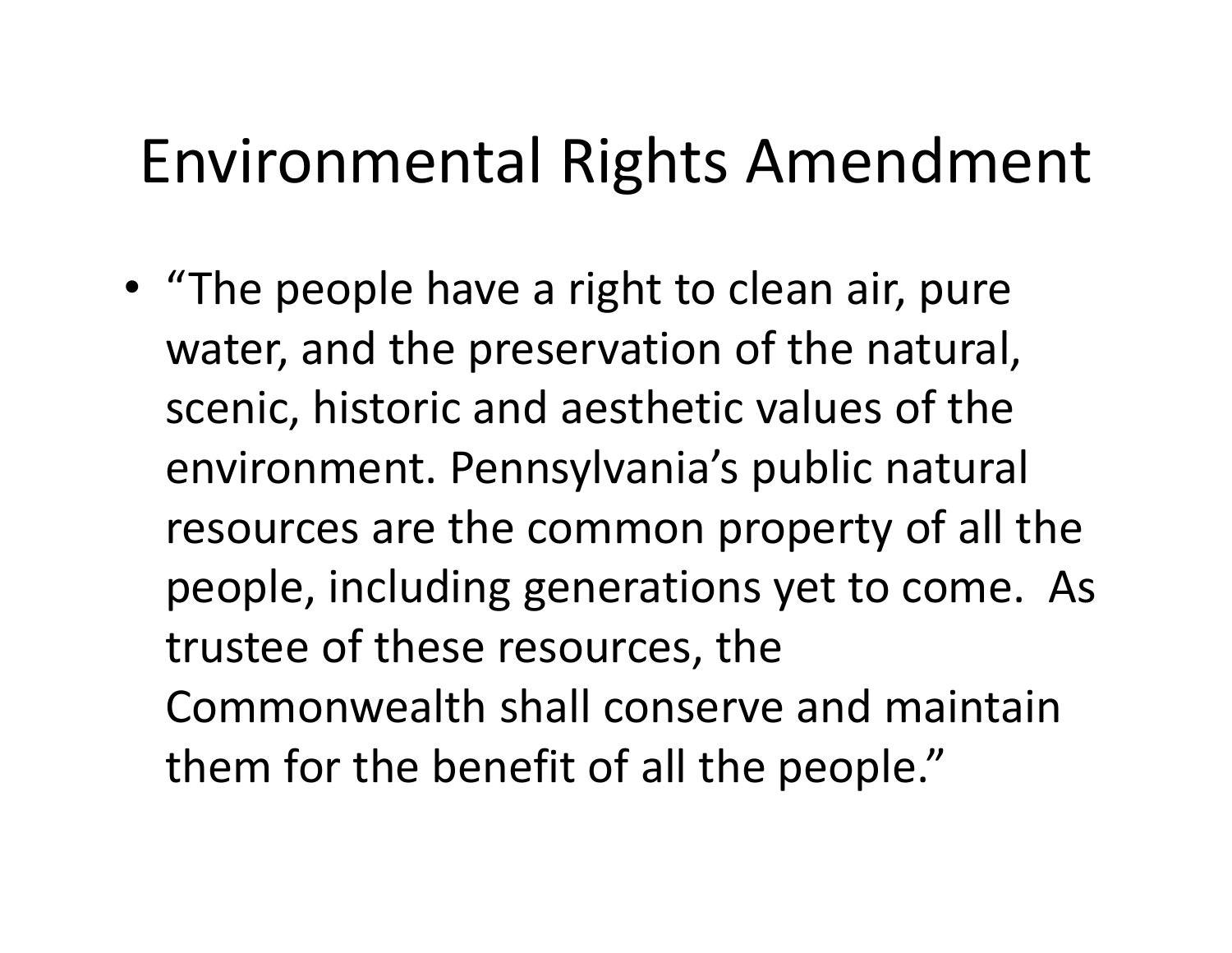# Environmental Rights Amendment

- "The people have a right to clean air, pure water, and the preservation of the natural, scenic, historic and aesthetic values of the environment. Pennsylvania's public natural resources are the common property of all the people, including generations yet to come. As trustee of these resources, the Commonwealth shall conserve and maintain them for the benefit of all the people."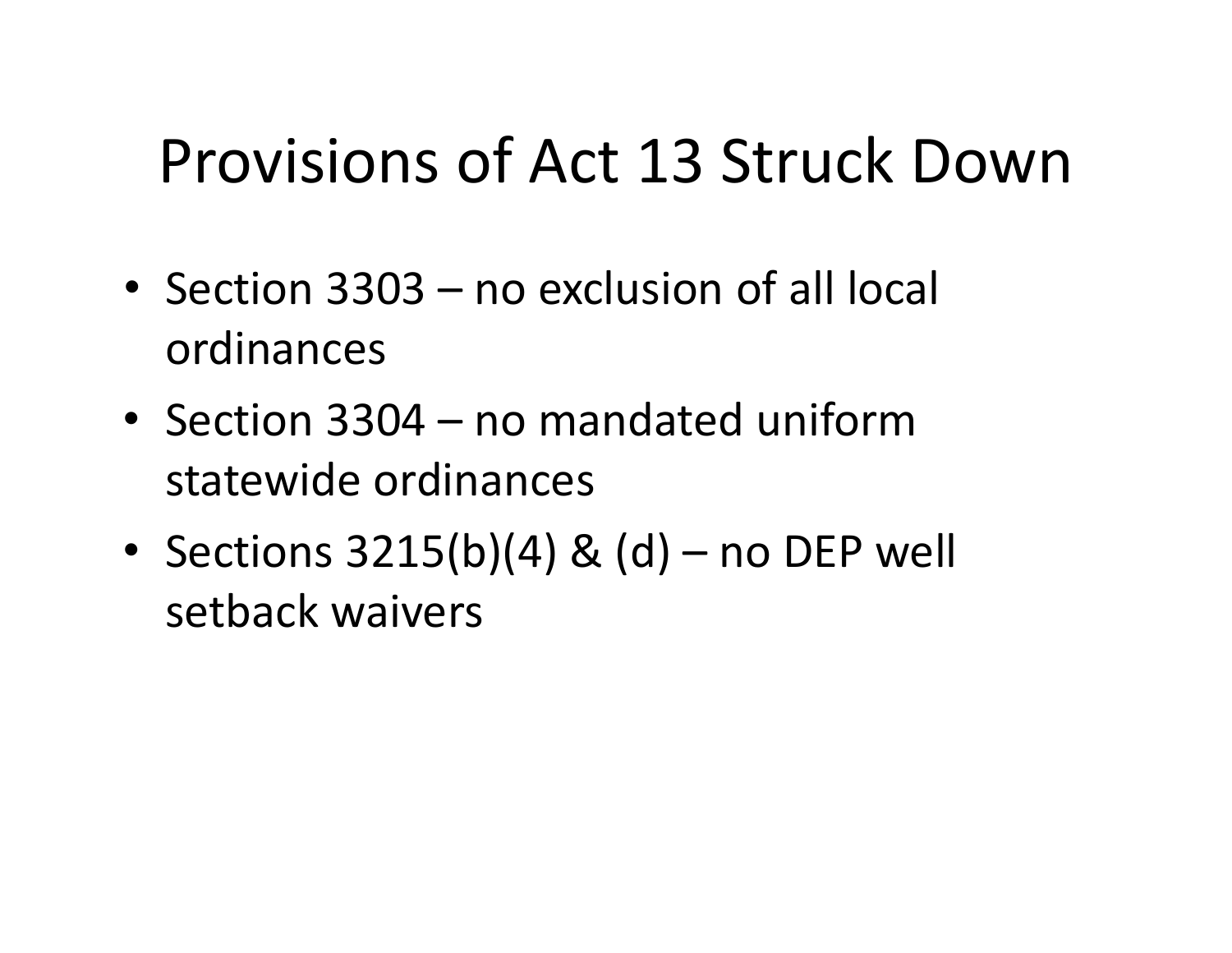# Provisions of Act 13 Struck Down

- Section 3303 – no exclusion of all local ordinances
- Section 3304 – no mandated uniform statewide ordinances
- Sections 3215(b)(4) & (d) – no DEP well setback waivers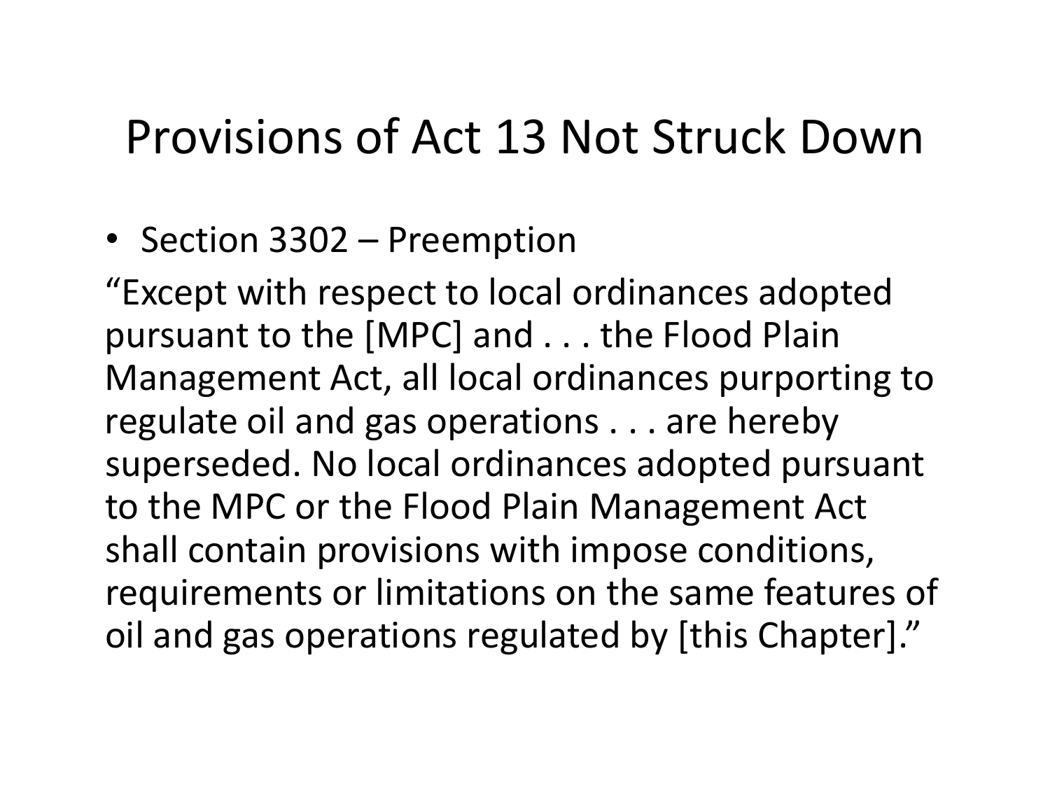# Provisions of Act 13 Not Struck Down

- Section 3302 – Preemption

"Except with respect to local ordinances adopted pursuant to the [MPC] and . . . the Flood Plain Management Act, all local ordinances purporting to regulate oil and gas operations . . . are hereby superseded. No local ordinances adopted pursuant to the MPC or the Flood Plain Management Act shall contain provisions with impose conditions, requirements or limitations on the same features of oil and gas operations regulated by [this Chapter]."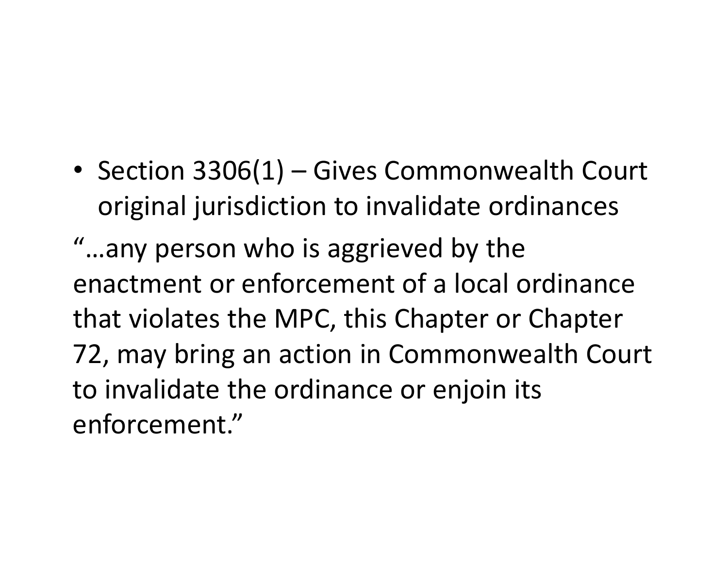- Section 3306(1) – Gives Commonwealth Court original jurisdiction to invalidate ordinances

"…any person who is aggrieved by the enactment or enforcement of a local ordinance that violates the MPC, this Chapter or Chapter 72, may bring an action in Commonwealth Court to invalidate the ordinance or enjoin its enforcement."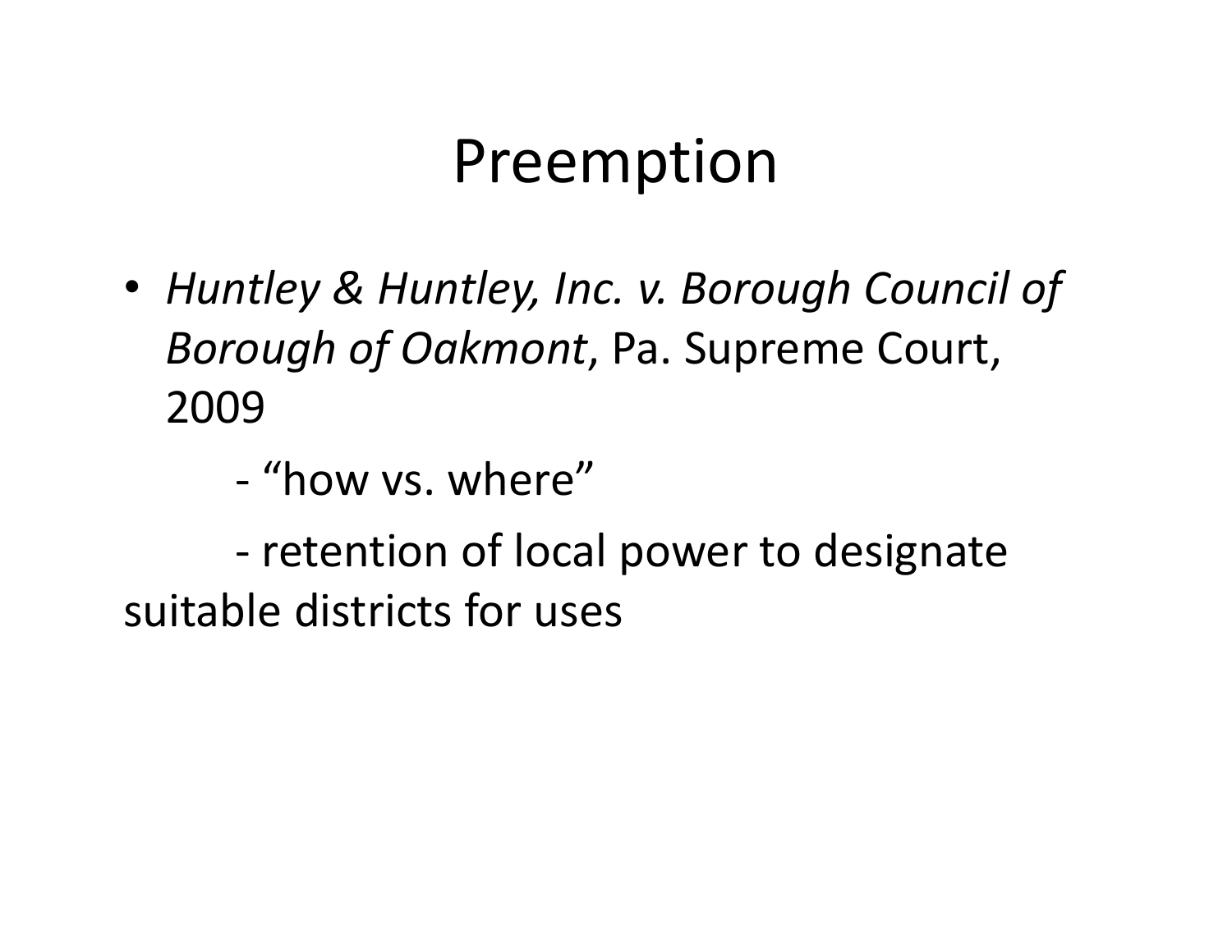# Preemption

- *Huntley & Huntley, Inc. v. Borough Council of Borough of Oakmont*, Pa. Supreme Court, 2009

  - "how vs. where"

  - retention of local power to designate suitable districts for uses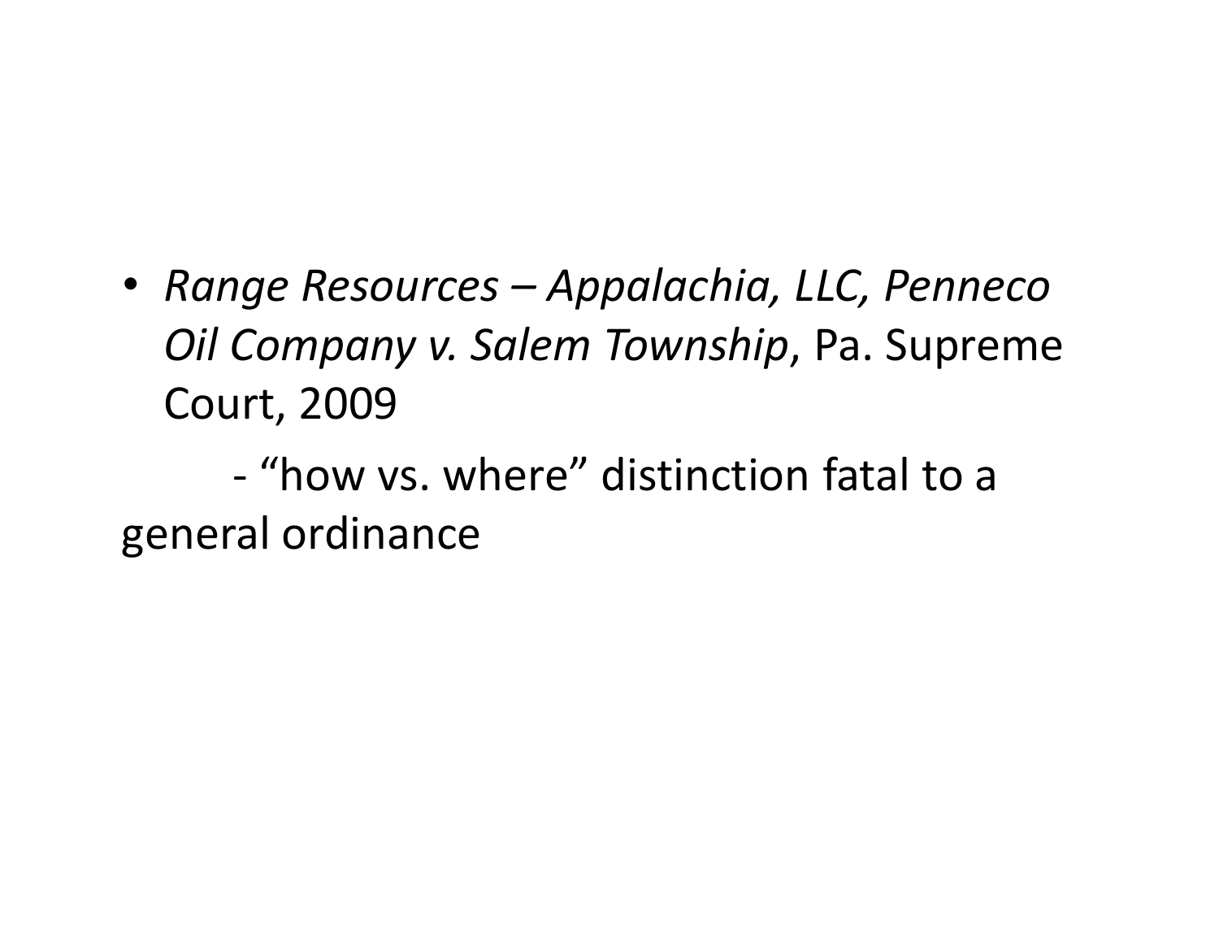- *Range Resources – Appalachia, LLC, Penneco Oil Company v. Salem Township*, Pa. Supreme Court, 2009

  - “how vs. where” distinction fatal to a general ordinance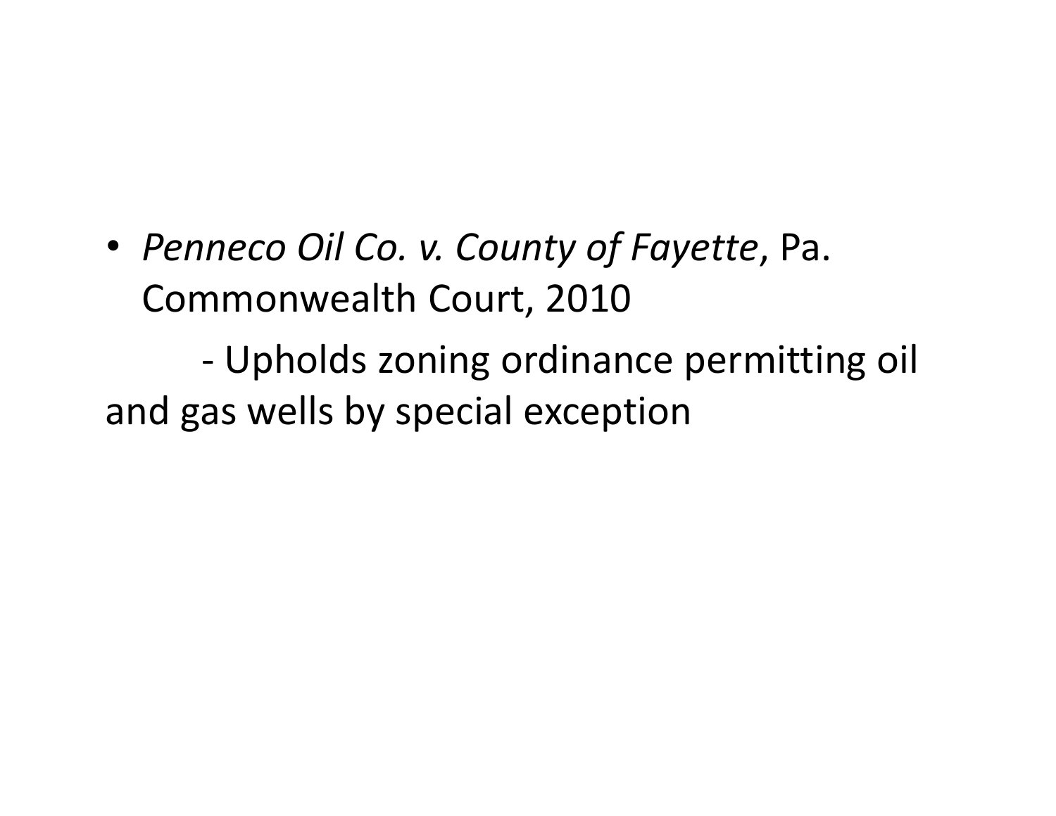- *Penneco Oil Co. v. County of Fayette*, Pa. Commonwealth Court, 2010

  - Upholds zoning ordinance permitting oil and gas wells by special exception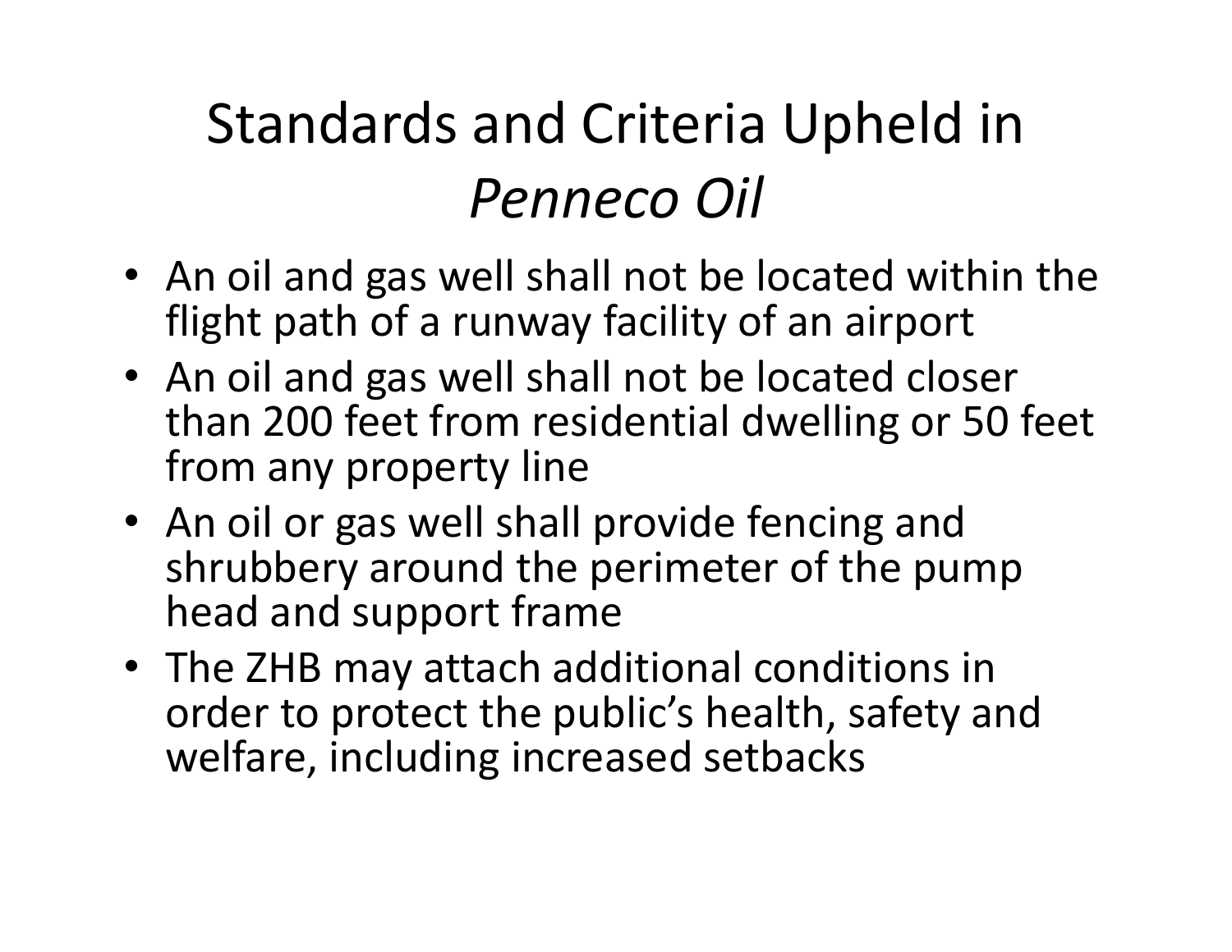# Standards and Criteria Upheld in *Penneco Oil*

- An oil and gas well shall not be located within the flight path of a runway facility of an airport
- An oil and gas well shall not be located closer than 200 feet from residential dwelling or 50 feet from any property line
- An oil or gas well shall provide fencing and shrubbery around the perimeter of the pump head and support frame
- The ZHB may attach additional conditions in order to protect the public's health, safety and welfare, including increased setbacks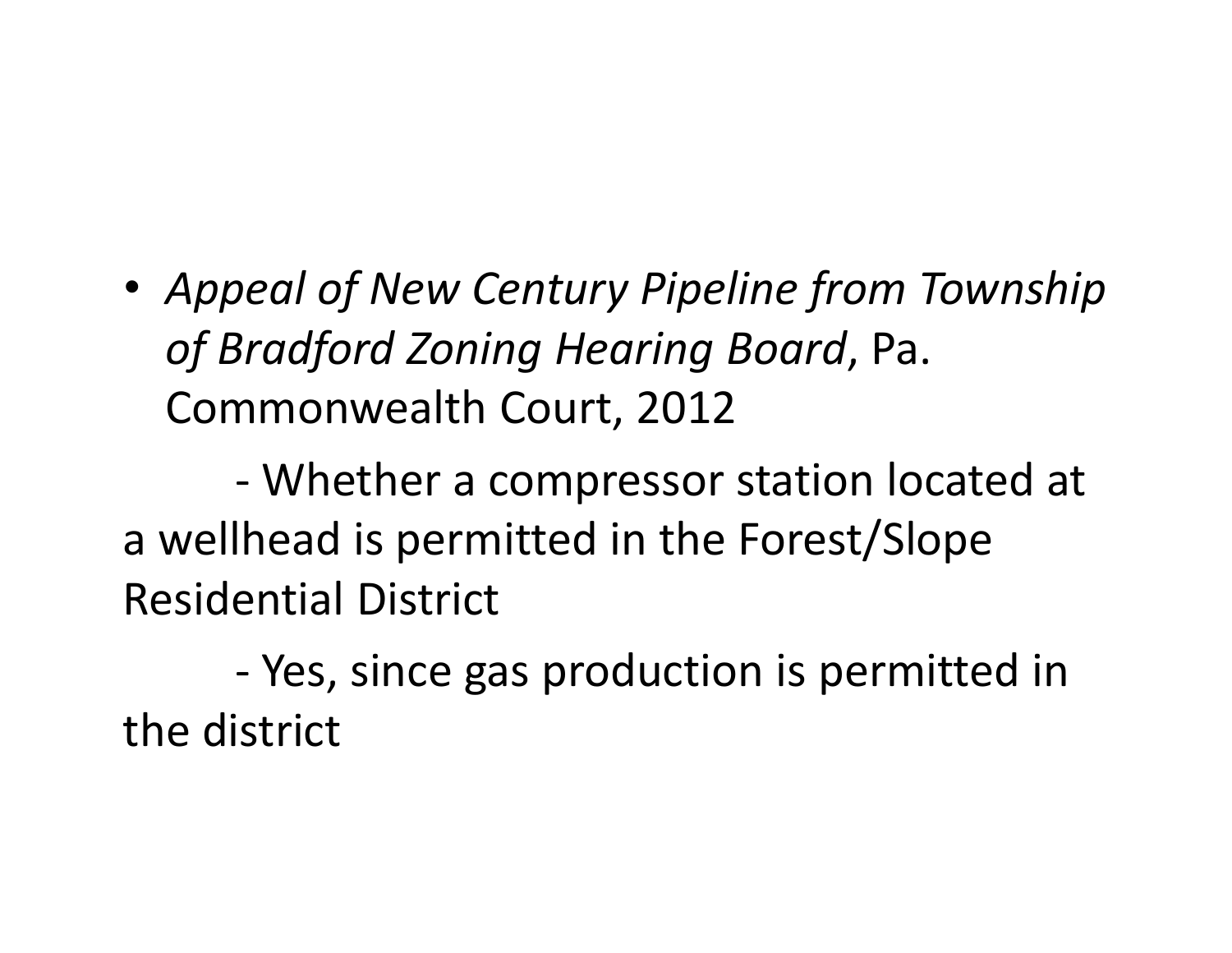- *Appeal of New Century Pipeline from Township of Bradford Zoning Hearing Board*, Pa. Commonwealth Court, 2012

    - Whether a compressor station located at a wellhead is permitted in the Forest/Slope Residential District

    - Yes, since gas production is permitted in the district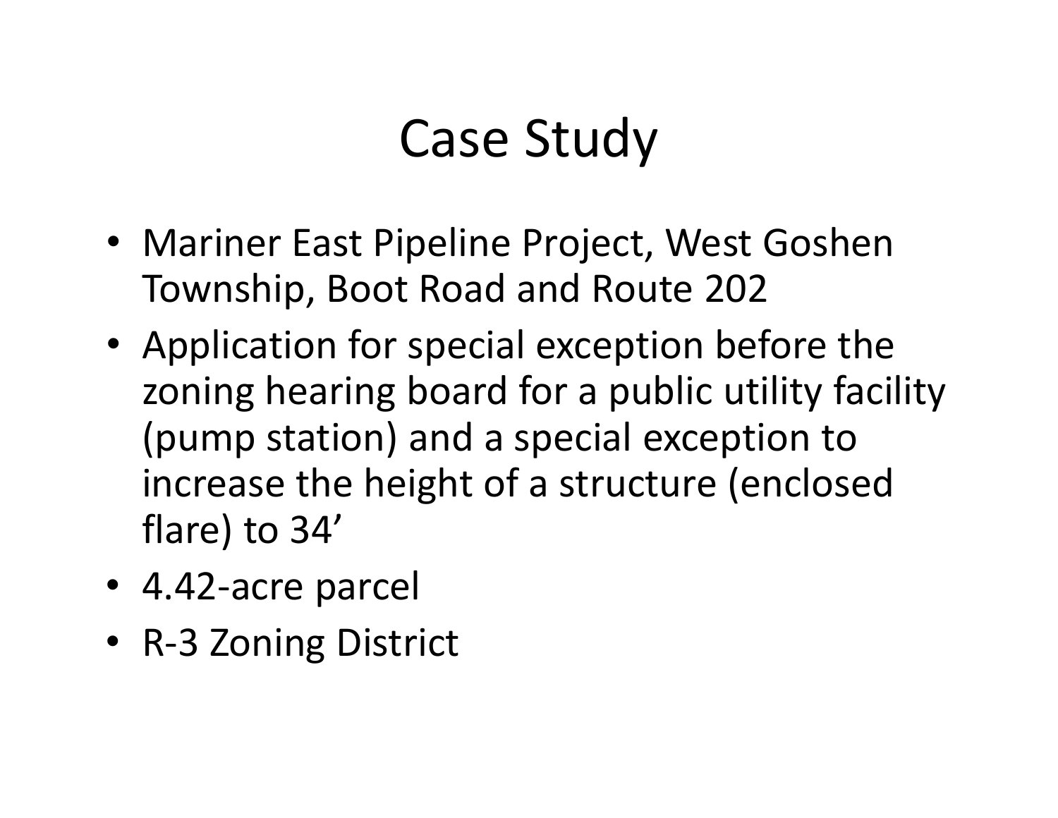# Case Study

- Mariner East Pipeline Project, West Goshen Township, Boot Road and Route 202
- Application for special exception before the zoning hearing board for a public utility facility (pump station) and a special exception to increase the height of a structure (enclosed flare) to 34'
- 4.42-acre parcel
- R-3 Zoning District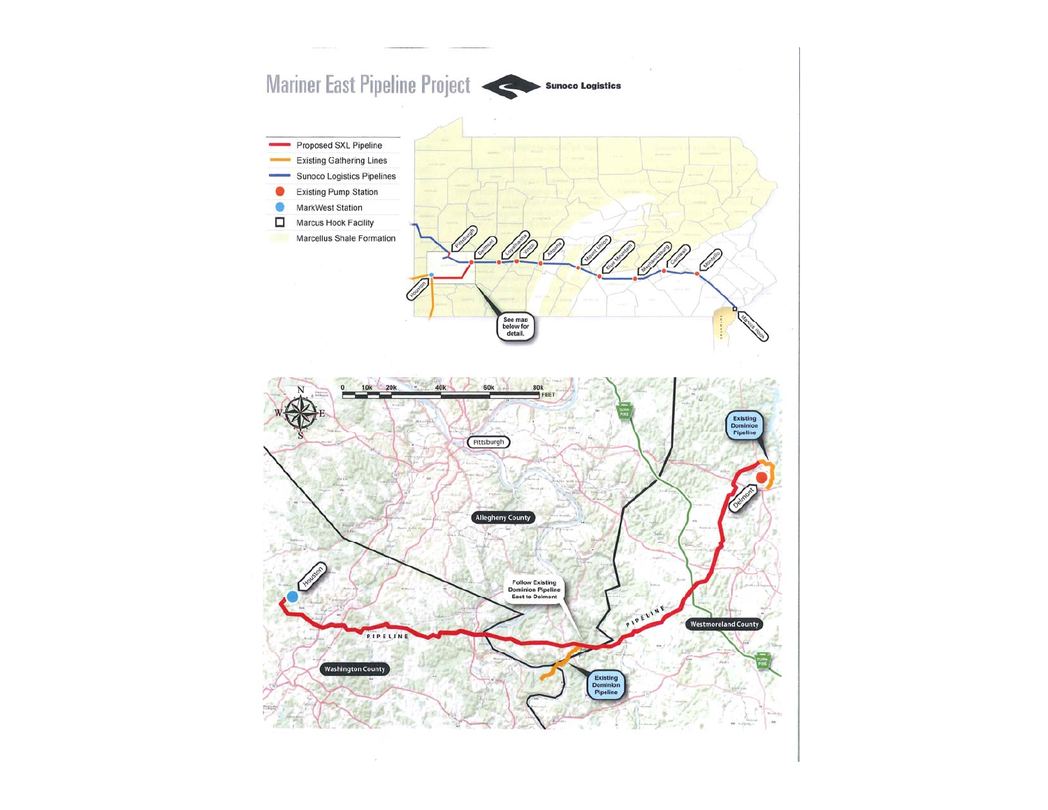# Mariner East Pipeline Project

**Sunoco Logistics**

- Proposed SXL Pipeline
- Existing Gathering Lines
- Sunoco Logistics Pipelines
- Existing Pump Station
- MarkWest Station
- Marcus Hook Facility
- Marcellus Shale Formation

Houston · Pittsburgh · Delmont · Loyalhanna · Vinco · Altoona · Mount Union · Blue Mountain · Mechanicsburg · Cornwall · Montello · Marcus Hook

See map below for detail.

Pittsburgh · Allegheny County · Washington County · Westmoreland County · Houston · Delmont

Existing Dominion Pipeline

Follow Existing Dominion Pipeline East to Delmont

PIPELINE

0 10k 20k 40k 60k 80k FEET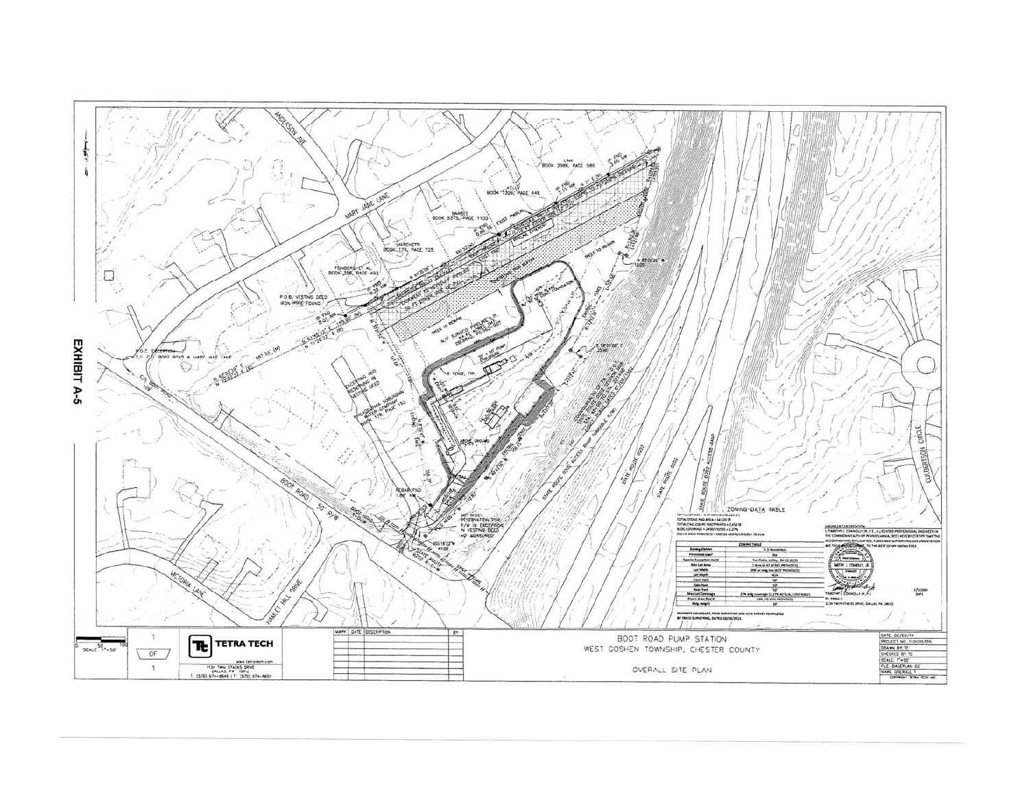EXHIBIT A-5

BOOT ROAD PUMP STATION

WEST GOSHEN TOWNSHIP, CHESTER COUNTY

OVERALL SITE PLAN

TETRA TECH

www.tetratech.com

1134 TWIN STACKS DRIVE
DALLAS, PA 18612
T. (570) 674-8648 | F. (570) 674-8651

1 OF 1

SCALE: 1"=50'

| MARK | DATE | DESCRIPTION | BY |
|---|---|---|---|

DATE: 02/03/14
PROJECT NO. 112IC05370
DRAWN BY: TC
CHECKED BY: TC
SCALE: 1"=50'
FILE: BASEPLAN 02
NAME: OVERALL 1
COPYRIGHT TETRA TECH INC.

ZONING DATA TABLE

TOTAL STONE PAD AREA = 54,120 SF
TOTAL ENCLOSURE FOOTPRINTS = 2,450 SF
BLDG COVERAGE = 2450/192535 = 1.27%

| ZONING TABLE | |
|---|---|
| Zoning District | R-3 Residential |
| Permitted Use? | No |
| Special Exception req'd | Yes Public Utility, 84-12 (E)(5) |
| Min Lot Area | 1 Acre (4.42 ACRES PROVIDED) |
| Lot Width | 200' at bldg line (413' PROVIDED) |
| Lot Depth | N/A |
| Front Yard | 50' |
| Side Yard | 50' |
| Rear Yard | 50' |
| Max Lot Coverage | 27% bldg coverage (1.27% ACTUAL COVERAGE) |
| Green Area Req'd | 50% |
| Bldg. Height | 30' |

PROPERTY BOUNDARY, FIELD SURVEYING AND ALTA SURVEY COMPLETED BY TRICO SURVEYING, DATED 10/10/2013.

ENGINEER CERTIFICATION

I, TIMOTHY J. CONNOLLY, P.E., A LICENSED PROFESSIONAL ENGINEER IN THE COMMONWEALTH OF PENNSYLVANIA, DO HEREBY CERTIFY THAT THE ACCOMPANYING APPLICATION, PLANS AND SUPPORTING DOCUMENTATION ARE TRUE AND CORRECT TO THE BEST OF MY KNOWLEDGE.

TIMOTHY J. CONNOLLY, P.E.
1134 TWIN STACKS DRIVE, DALLAS, PA 18612

2/5/2014
DATE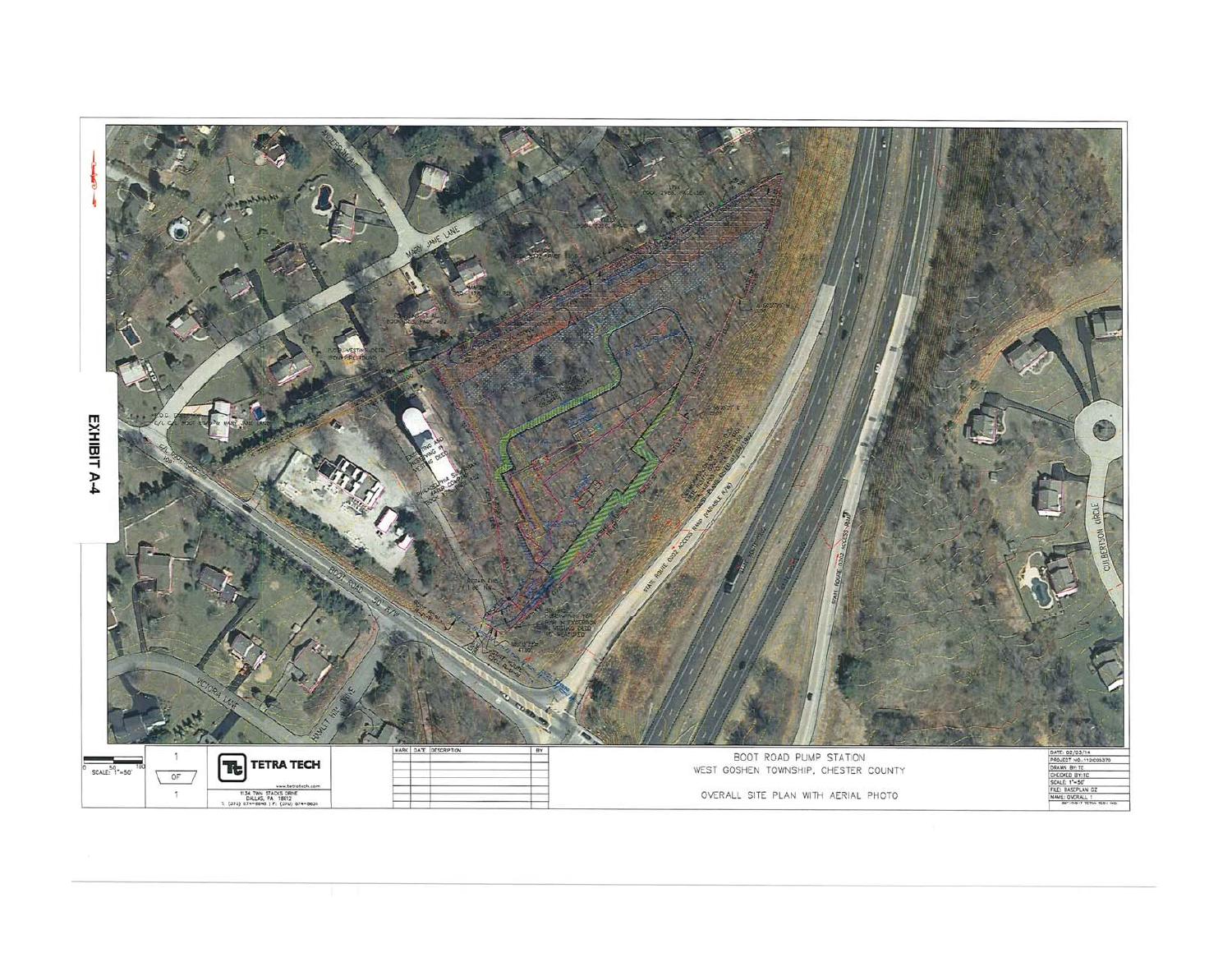EXHIBIT A-4

BOOT ROAD PUMP STATION
WEST GOSHEN TOWNSHIP, CHESTER COUNTY

OVERALL SITE PLAN WITH AERIAL PHOTO

TETRA TECH
www.tetratech.com
1134 TWIN STACKS DRIVE
DALLAS, PA 18612

SCALE: 1"=50'

1 OF 1

| MARK | DATE | DESCRIPTION | BY |
|---|---|---|---|
| | | | |

DATE: 02/03/14
PROJECT NO.: 112IC05370
DRAWN BY: TC
CHECKED BY: TC
SCALE: 1"=50'
FILE: BASEPLAN 02
NAME: OVERALL 1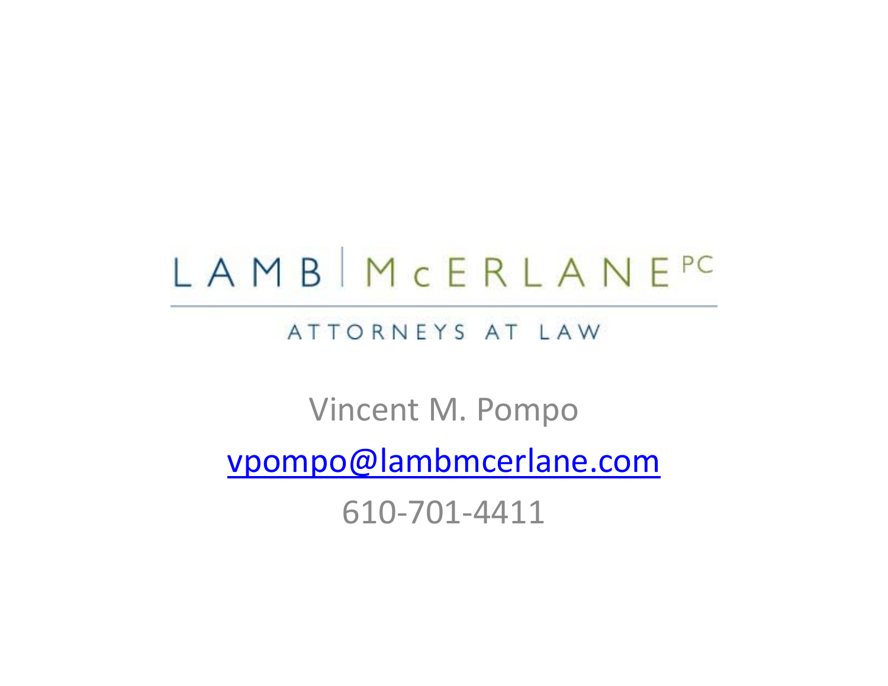LAMB | McERLANE PC

ATTORNEYS AT LAW

Vincent M. Pompo

vpompo@lambmcerlane.com

610-701-4411